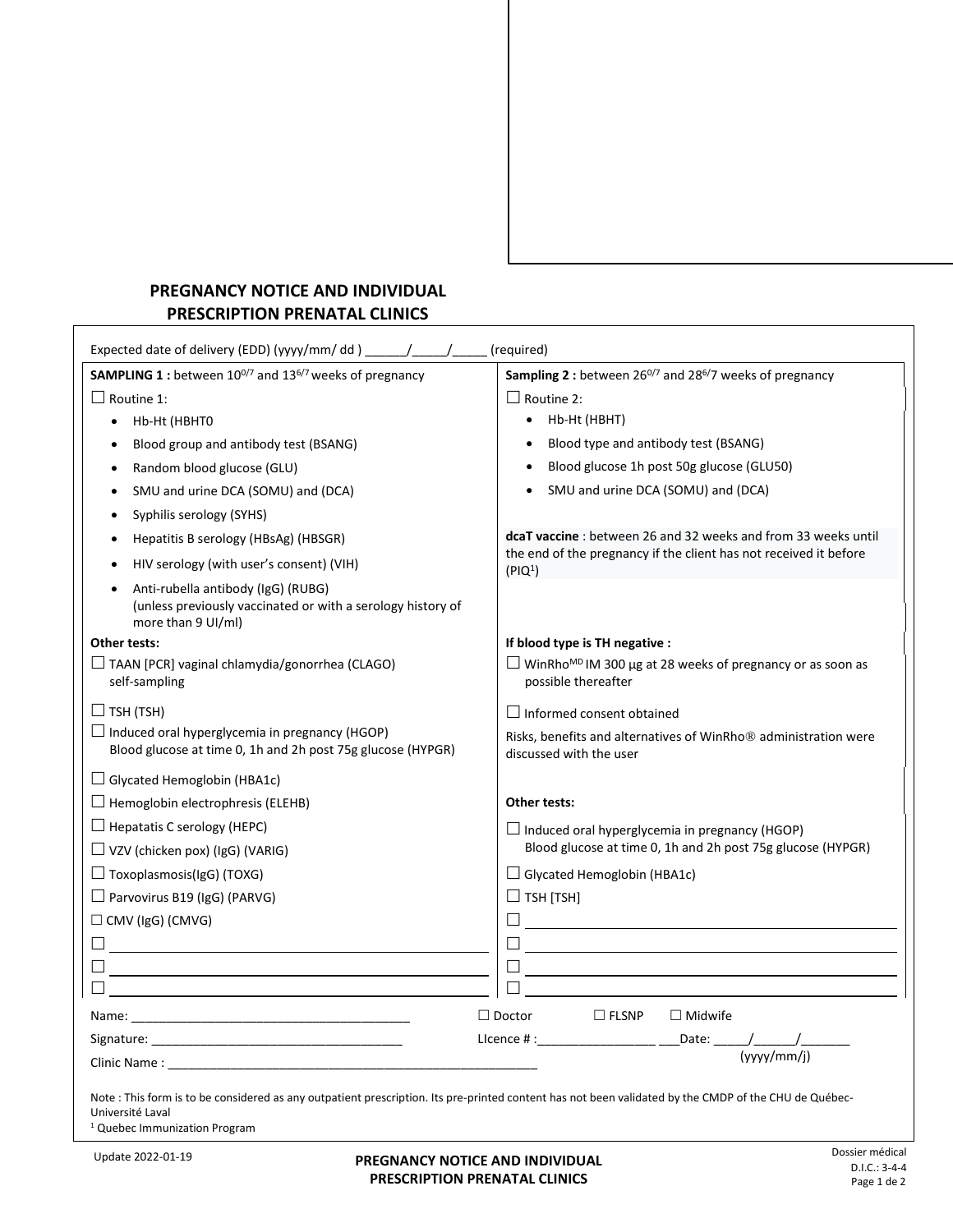# PREGNANCY NOTICE AND INDIVIDUAL PRESCRIPTION PRENATAL CLINICS

Expected date of delivery (EDD) (yyyy/mm/ dd ) ______/_____/_____ (required)

| **SAMPLING 1 :** between $10^{0/7}$ and $13^{6/7}$ weeks of pregnancy | **Sampling 2 :** between $26^{0/7}$ and $28^{6/}7$ weeks of pregnancy |
|---|---|
| ☐ Routine 1:<br>• Hb-Ht (HBHT0<br>• Blood group and antibody test (BSANG)<br>• Random blood glucose (GLU)<br>• SMU and urine DCA (SOMU) and (DCA)<br>• Syphilis serology (SYHS)<br>• Hepatitis B serology (HBsAg) (HBSGR)<br>• HIV serology (with user's consent) (VIH)<br>• Anti-rubella antibody (IgG) (RUBG) (unless previously vaccinated or with a serology history of more than 9 UI/ml) | ☐ Routine 2:<br>• Hb-Ht (HBHT)<br>• Blood type and antibody test (BSANG)<br>• Blood glucose 1h post 50g glucose (GLU50)<br>• SMU and urine DCA (SOMU) and (DCA)<br><br>**dcaT vaccine** : between 26 and 32 weeks and from 33 weeks until the end of the pregnancy if the client has not received it before (PIQ[1]) |
| **Other tests:** | **If blood type is TH negative :** |
| ☐ TAAN [PCR] vaginal chlamydia/gonorrhea (CLAGO) self-sampling | ☐ WinRho$^{MD}$ IM 300 µg at 28 weeks of pregnancy or as soon as possible thereafter |
| ☐ TSH (TSH)<br>☐ Induced oral hyperglycemia in pregnancy (HGOP) Blood glucose at time 0, 1h and 2h post 75g glucose (HYPGR) | ☐ Informed consent obtained<br>Risks, benefits and alternatives of WinRho® administration were discussed with the user |
| ☐ Glycated Hemoglobin (HBA1c) | |
| ☐ Hemoglobin electrophresis (ELEHB) | **Other tests:** |
| ☐ Hepatatis C serology (HEPC) | ☐ Induced oral hyperglycemia in pregnancy (HGOP) Blood glucose at time 0, 1h and 2h post 75g glucose (HYPGR) |
| ☐ VZV (chicken pox) (IgG) (VARIG) | |
| ☐ Toxoplasmosis(IgG) (TOXG) | ☐ Glycated Hemoglobin (HBA1c) |
| ☐ Parvovirus B19 (IgG) (PARVG) | ☐ TSH [TSH] |
| ☐ CMV (IgG) (CMVG) | ☐ ______________________ |
| ☐ ______________________ | ☐ ______________________ |
| ☐ ______________________ | ☐ ______________________ |
| ☐ ______________________ | ☐ ______________________ |

Name: ________________________________________ ☐ Doctor ☐ FLSNP ☐ Midwife

Signature: ____________________________________ LIcence # :_________________ ___Date: _____/______/_______ (yyyy/mm/j)

Clinic Name : _______________________________________________________

Note : This form is to be considered as any outpatient prescription. Its pre-printed content has not been validated by the CMDP of the CHU de Québec-Université Laval

[1] Quebec Immunization Program

Update 2022-01-19

Dossier médical
D.I.C.: 3-4-4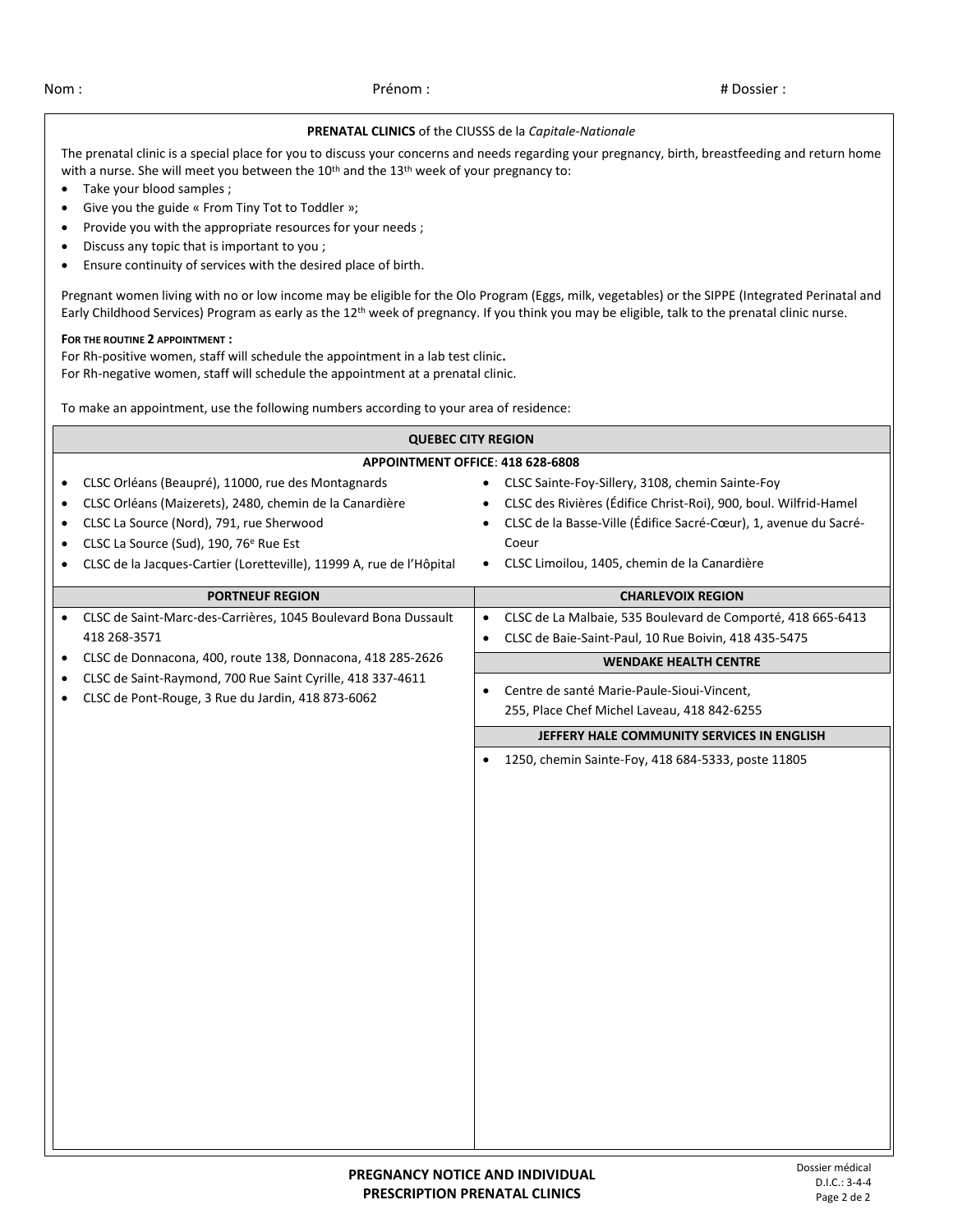Nom : Prénom : # Dossier :

**PRENATAL CLINICS** of the CIUSSS de la *Capitale-Nationale*

The prenatal clinic is a special place for you to discuss your concerns and needs regarding your pregnancy, birth, breastfeeding and return home with a nurse. She will meet you between the 10th and the 13th week of your pregnancy to:

- Take your blood samples ;
- Give you the guide « From Tiny Tot to Toddler »;
- Provide you with the appropriate resources for your needs ;
- Discuss any topic that is important to you ;
- Ensure continuity of services with the desired place of birth.

Pregnant women living with no or low income may be eligible for the Olo Program (Eggs, milk, vegetables) or the SIPPE (Integrated Perinatal and Early Childhood Services) Program as early as the 12th week of pregnancy. If you think you may be eligible, talk to the prenatal clinic nurse.

**FOR THE ROUTINE 2 APPOINTMENT :**
For Rh-positive women, staff will schedule the appointment in a lab test clinic.
For Rh-negative women, staff will schedule the appointment at a prenatal clinic.

To make an appointment, use the following numbers according to your area of residence:

**QUEBEC CITY REGION**

**APPOINTMENT OFFICE: 418 628-6808**

- CLSC Orléans (Beaupré), 11000, rue des Montagnards
- CLSC Orléans (Maizerets), 2480, chemin de la Canardière
- CLSC La Source (Nord), 791, rue Sherwood
- CLSC La Source (Sud), 190, 76e Rue Est
- CLSC de la Jacques-Cartier (Loretteville), 11999 A, rue de l'Hôpital
- CLSC Sainte-Foy-Sillery, 3108, chemin Sainte-Foy
- CLSC des Rivières (Édifice Christ-Roi), 900, boul. Wilfrid-Hamel
- CLSC de la Basse-Ville (Édifice Sacré-Cœur), 1, avenue du Sacré-Coeur
- CLSC Limoilou, 1405, chemin de la Canardière

**PORTNEUF REGION**

- CLSC de Saint-Marc-des-Carrières, 1045 Boulevard Bona Dussault 418 268-3571
- CLSC de Donnacona, 400, route 138, Donnacona, 418 285-2626
- CLSC de Saint-Raymond, 700 Rue Saint Cyrille, 418 337-4611
- CLSC de Pont-Rouge, 3 Rue du Jardin, 418 873-6062

**CHARLEVOIX REGION**

- CLSC de La Malbaie, 535 Boulevard de Comporté, 418 665-6413
- CLSC de Baie-Saint-Paul, 10 Rue Boivin, 418 435-5475

**WENDAKE HEALTH CENTRE**

- Centre de santé Marie-Paule-Sioui-Vincent, 255, Place Chef Michel Laveau, 418 842-6255

**JEFFERY HALE COMMUNITY SERVICES IN ENGLISH**

- 1250, chemin Sainte-Foy, 418 684-5333, poste 11805

**PREGNANCY NOTICE AND INDIVIDUAL PRESCRIPTION PRENATAL CLINICS**

Dossier médical
D.I.C.: 3-4-4